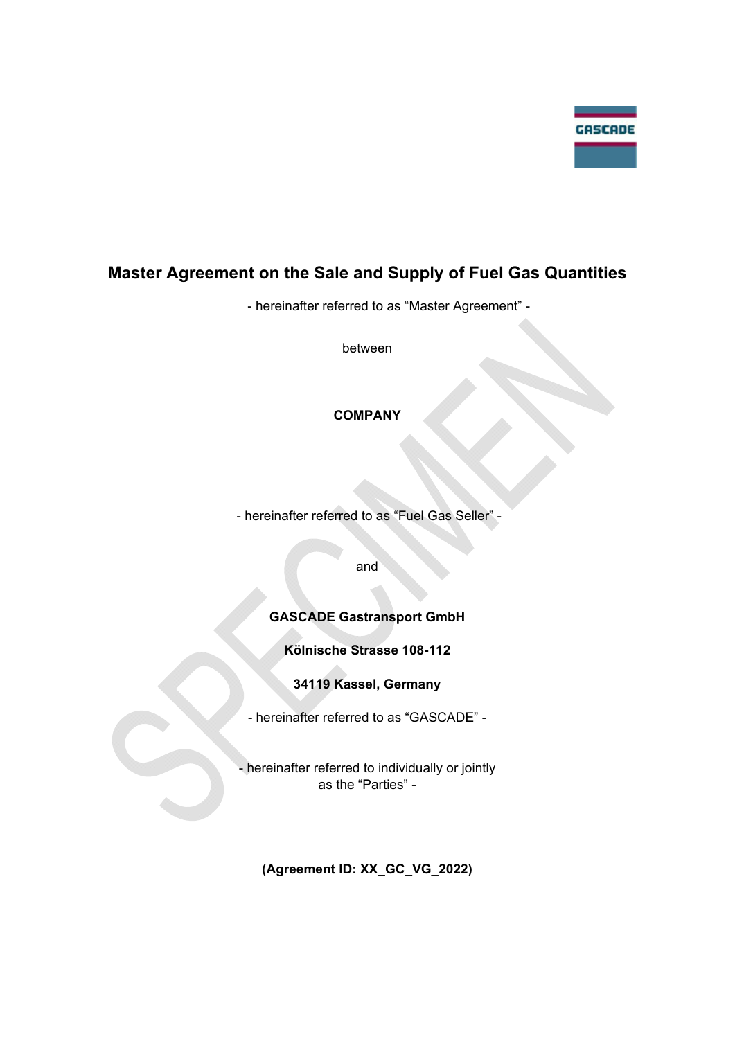# Master Agreement on the Sale and Supply of Fuel Gas Quantities

- hereinafter referred to as "Master Agreement" -

between

**COMPANY**

- hereinafter referred to as "Fuel Gas Seller" -

and

**GASCADE Gastransport GmbH**

**Kölnische Strasse 108-112**

**34119 Kassel, Germany**

- hereinafter referred to as "GASCADE" -

- hereinafter referred to individually or jointly as the "Parties" -

**(Agreement ID: XX_GC_VG_2022)**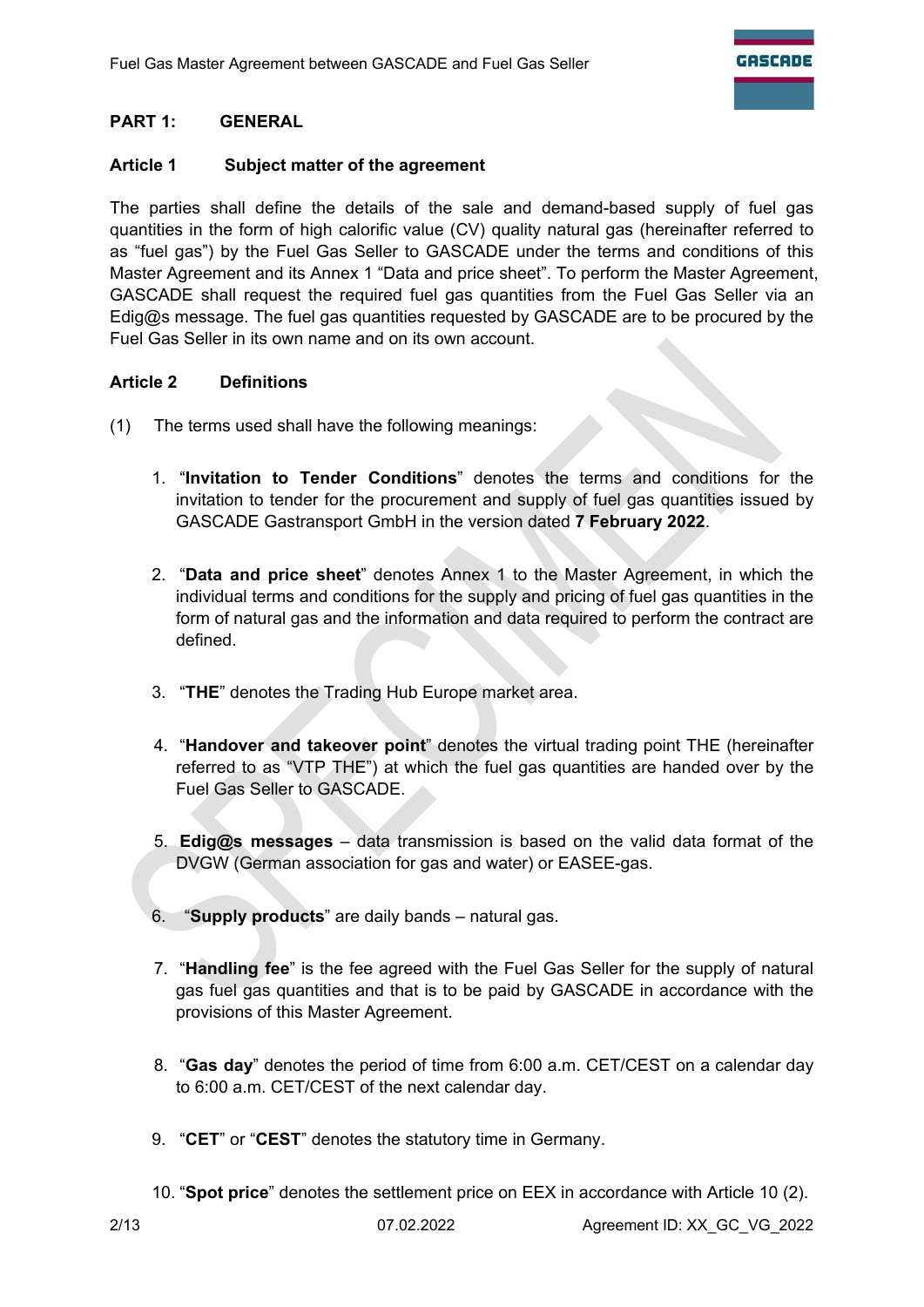# PART 1: GENERAL

## Article 1 Subject matter of the agreement

The parties shall define the details of the sale and demand-based supply of fuel gas quantities in the form of high calorific value (CV) quality natural gas (hereinafter referred to as "fuel gas") by the Fuel Gas Seller to GASCADE under the terms and conditions of this Master Agreement and its Annex 1 "Data and price sheet". To perform the Master Agreement, GASCADE shall request the required fuel gas quantities from the Fuel Gas Seller via an Edig@s message. The fuel gas quantities requested by GASCADE are to be procured by the Fuel Gas Seller in its own name and on its own account.

## Article 2 Definitions

(1) The terms used shall have the following meanings:

1. "**Invitation to Tender Conditions**" denotes the terms and conditions for the invitation to tender for the procurement and supply of fuel gas quantities issued by GASCADE Gastransport GmbH in the version dated **7 February 2022**.

2. "**Data and price sheet**" denotes Annex 1 to the Master Agreement, in which the individual terms and conditions for the supply and pricing of fuel gas quantities in the form of natural gas and the information and data required to perform the contract are defined.

3. "**THE**" denotes the Trading Hub Europe market area.

4. "**Handover and takeover point**" denotes the virtual trading point THE (hereinafter referred to as "VTP THE") at which the fuel gas quantities are handed over by the Fuel Gas Seller to GASCADE.

5. **Edig@s messages** – data transmission is based on the valid data format of the DVGW (German association for gas and water) or EASEE-gas.

6. "**Supply products**" are daily bands – natural gas.

7. "**Handling fee**" is the fee agreed with the Fuel Gas Seller for the supply of natural gas fuel gas quantities and that is to be paid by GASCADE in accordance with the provisions of this Master Agreement.

8. "**Gas day**" denotes the period of time from 6:00 a.m. CET/CEST on a calendar day to 6:00 a.m. CET/CEST of the next calendar day.

9. "**CET**" or "**CEST**" denotes the statutory time in Germany.

10. "**Spot price**" denotes the settlement price on EEX in accordance with Article 10 (2).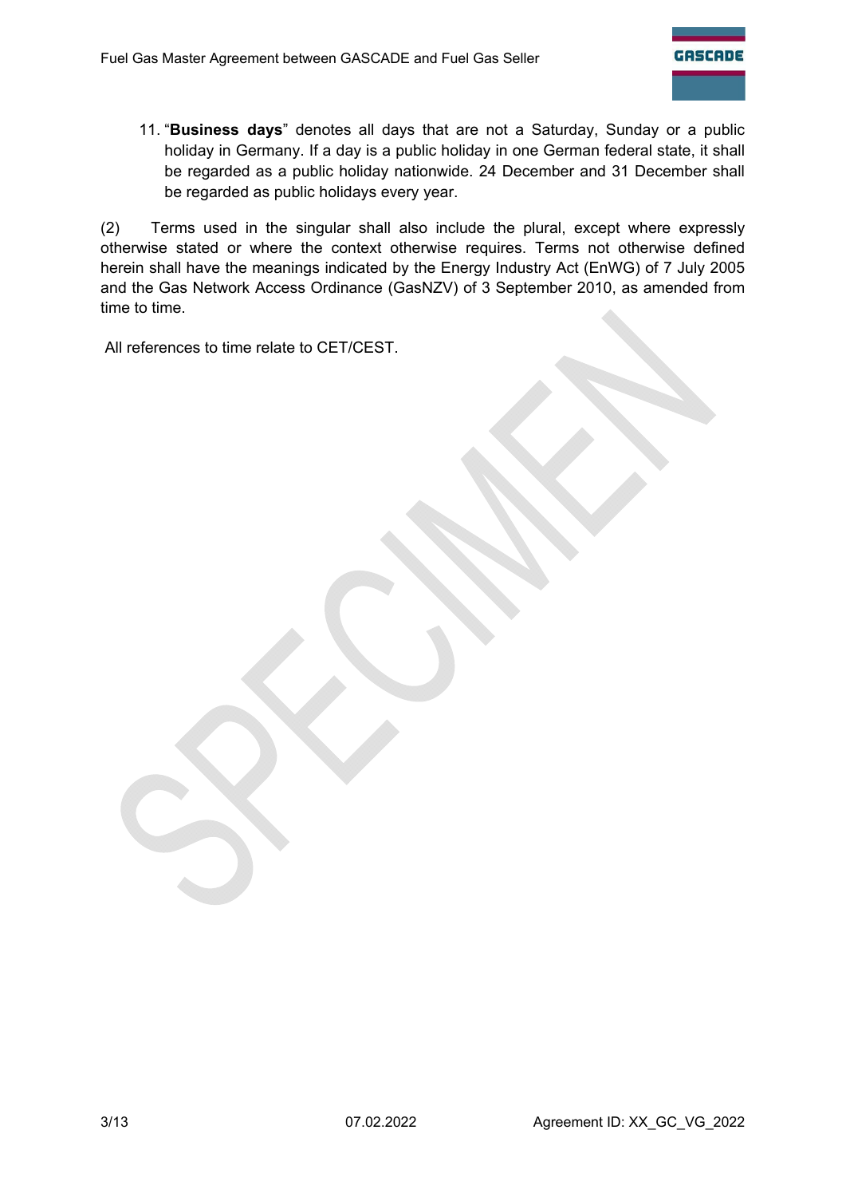11. "**Business days**" denotes all days that are not a Saturday, Sunday or a public holiday in Germany. If a day is a public holiday in one German federal state, it shall be regarded as a public holiday nationwide. 24 December and 31 December shall be regarded as public holidays every year.

(2) Terms used in the singular shall also include the plural, except where expressly otherwise stated or where the context otherwise requires. Terms not otherwise defined herein shall have the meanings indicated by the Energy Industry Act (EnWG) of 7 July 2005 and the Gas Network Access Ordinance (GasNZV) of 3 September 2010, as amended from time to time.

All references to time relate to CET/CEST.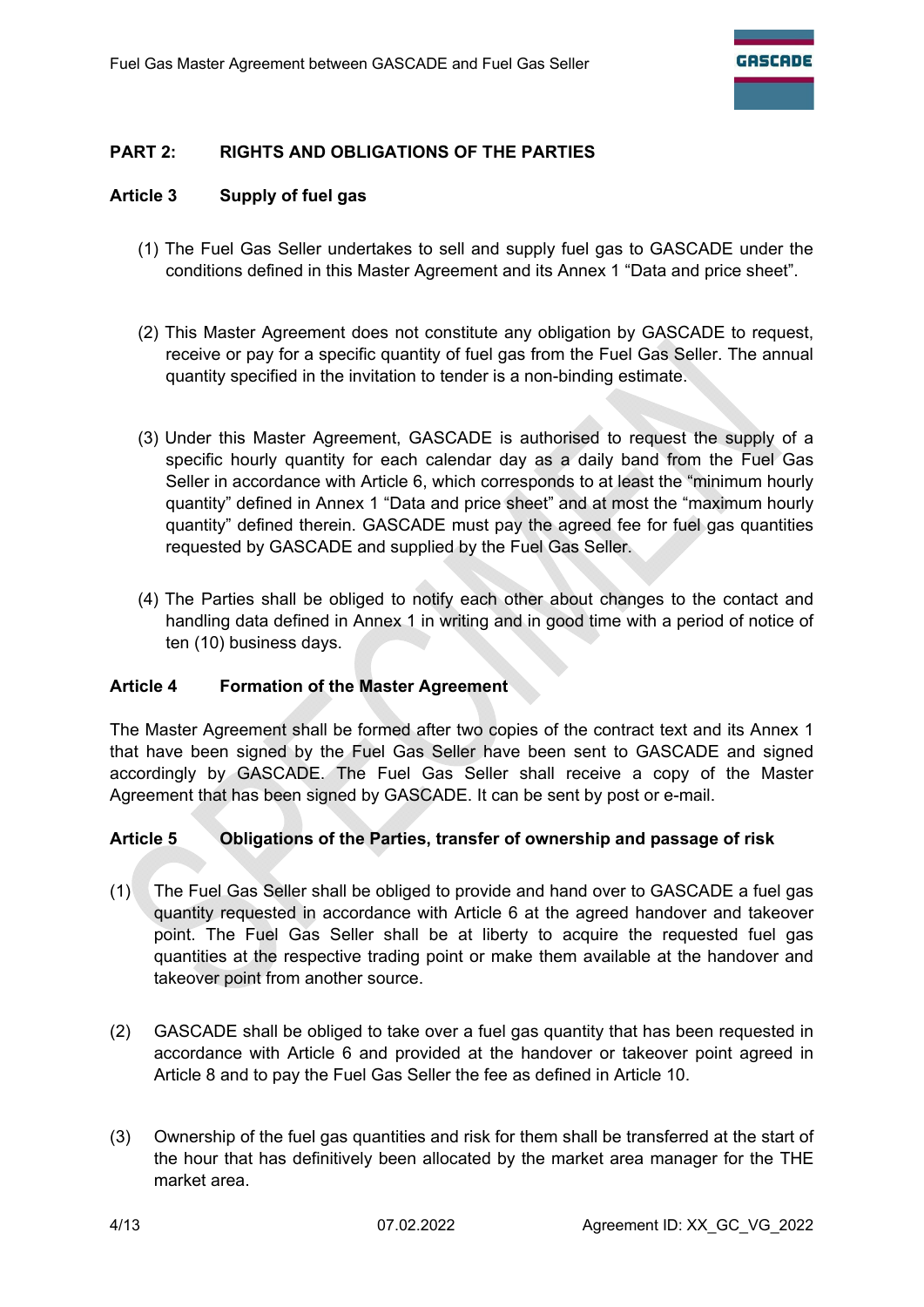## PART 2: RIGHTS AND OBLIGATIONS OF THE PARTIES

### Article 3 Supply of fuel gas

(1) The Fuel Gas Seller undertakes to sell and supply fuel gas to GASCADE under the conditions defined in this Master Agreement and its Annex 1 "Data and price sheet".

(2) This Master Agreement does not constitute any obligation by GASCADE to request, receive or pay for a specific quantity of fuel gas from the Fuel Gas Seller. The annual quantity specified in the invitation to tender is a non-binding estimate.

(3) Under this Master Agreement, GASCADE is authorised to request the supply of a specific hourly quantity for each calendar day as a daily band from the Fuel Gas Seller in accordance with Article 6, which corresponds to at least the "minimum hourly quantity" defined in Annex 1 "Data and price sheet" and at most the "maximum hourly quantity" defined therein. GASCADE must pay the agreed fee for fuel gas quantities requested by GASCADE and supplied by the Fuel Gas Seller.

(4) The Parties shall be obliged to notify each other about changes to the contact and handling data defined in Annex 1 in writing and in good time with a period of notice of ten (10) business days.

### Article 4 Formation of the Master Agreement

The Master Agreement shall be formed after two copies of the contract text and its Annex 1 that have been signed by the Fuel Gas Seller have been sent to GASCADE and signed accordingly by GASCADE. The Fuel Gas Seller shall receive a copy of the Master Agreement that has been signed by GASCADE. It can be sent by post or e-mail.

### Article 5 Obligations of the Parties, transfer of ownership and passage of risk

(1) The Fuel Gas Seller shall be obliged to provide and hand over to GASCADE a fuel gas quantity requested in accordance with Article 6 at the agreed handover and takeover point. The Fuel Gas Seller shall be at liberty to acquire the requested fuel gas quantities at the respective trading point or make them available at the handover and takeover point from another source.

(2) GASCADE shall be obliged to take over a fuel gas quantity that has been requested in accordance with Article 6 and provided at the handover or takeover point agreed in Article 8 and to pay the Fuel Gas Seller the fee as defined in Article 10.

(3) Ownership of the fuel gas quantities and risk for them shall be transferred at the start of the hour that has definitively been allocated by the market area manager for the THE market area.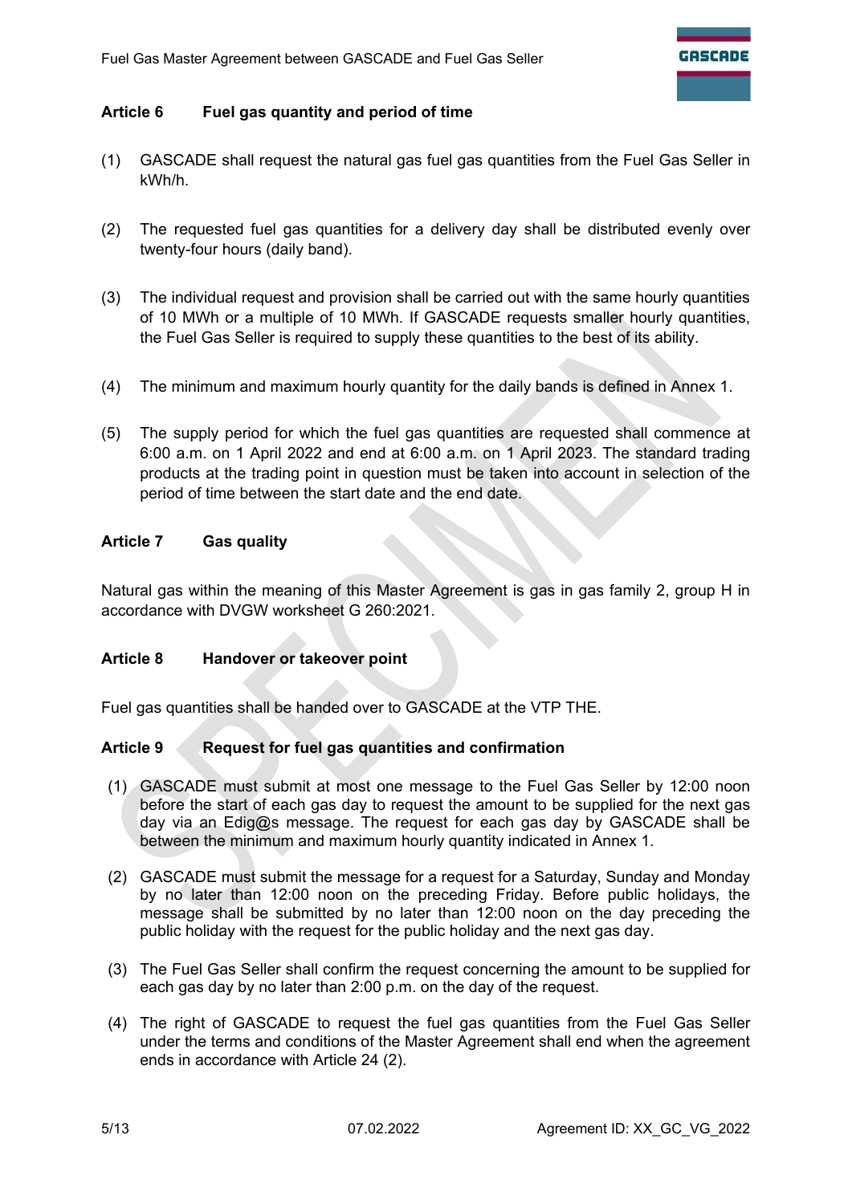## Article 6 Fuel gas quantity and period of time

(1) GASCADE shall request the natural gas fuel gas quantities from the Fuel Gas Seller in kWh/h.

(2) The requested fuel gas quantities for a delivery day shall be distributed evenly over twenty-four hours (daily band).

(3) The individual request and provision shall be carried out with the same hourly quantities of 10 MWh or a multiple of 10 MWh. If GASCADE requests smaller hourly quantities, the Fuel Gas Seller is required to supply these quantities to the best of its ability.

(4) The minimum and maximum hourly quantity for the daily bands is defined in Annex 1.

(5) The supply period for which the fuel gas quantities are requested shall commence at 6:00 a.m. on 1 April 2022 and end at 6:00 a.m. on 1 April 2023. The standard trading products at the trading point in question must be taken into account in selection of the period of time between the start date and the end date.

## Article 7 Gas quality

Natural gas within the meaning of this Master Agreement is gas in gas family 2, group H in accordance with DVGW worksheet G 260:2021.

## Article 8 Handover or takeover point

Fuel gas quantities shall be handed over to GASCADE at the VTP THE.

## Article 9 Request for fuel gas quantities and confirmation

(1) GASCADE must submit at most one message to the Fuel Gas Seller by 12:00 noon before the start of each gas day to request the amount to be supplied for the next gas day via an Edig@s message. The request for each gas day by GASCADE shall be between the minimum and maximum hourly quantity indicated in Annex 1.

(2) GASCADE must submit the message for a request for a Saturday, Sunday and Monday by no later than 12:00 noon on the preceding Friday. Before public holidays, the message shall be submitted by no later than 12:00 noon on the day preceding the public holiday with the request for the public holiday and the next gas day.

(3) The Fuel Gas Seller shall confirm the request concerning the amount to be supplied for each gas day by no later than 2:00 p.m. on the day of the request.

(4) The right of GASCADE to request the fuel gas quantities from the Fuel Gas Seller under the terms and conditions of the Master Agreement shall end when the agreement ends in accordance with Article 24 (2).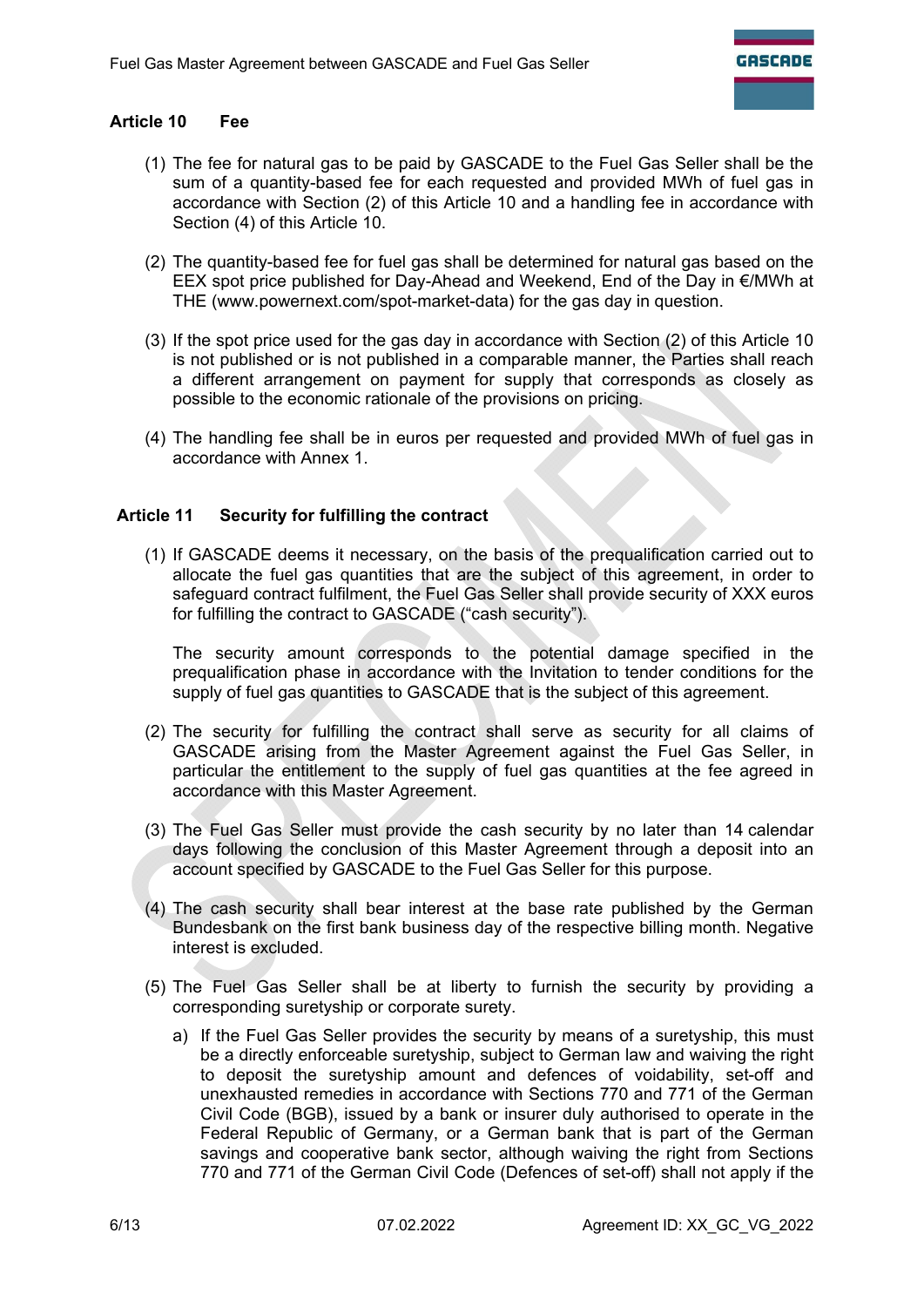## Article 10 Fee

(1) The fee for natural gas to be paid by GASCADE to the Fuel Gas Seller shall be the sum of a quantity-based fee for each requested and provided MWh of fuel gas in accordance with Section (2) of this Article 10 and a handling fee in accordance with Section (4) of this Article 10.

(2) The quantity-based fee for fuel gas shall be determined for natural gas based on the EEX spot price published for Day-Ahead and Weekend, End of the Day in €/MWh at THE (www.powernext.com/spot-market-data) for the gas day in question.

(3) If the spot price used for the gas day in accordance with Section (2) of this Article 10 is not published or is not published in a comparable manner, the Parties shall reach a different arrangement on payment for supply that corresponds as closely as possible to the economic rationale of the provisions on pricing.

(4) The handling fee shall be in euros per requested and provided MWh of fuel gas in accordance with Annex 1.

## Article 11 Security for fulfilling the contract

(1) If GASCADE deems it necessary, on the basis of the prequalification carried out to allocate the fuel gas quantities that are the subject of this agreement, in order to safeguard contract fulfilment, the Fuel Gas Seller shall provide security of XXX euros for fulfilling the contract to GASCADE ("cash security").

The security amount corresponds to the potential damage specified in the prequalification phase in accordance with the Invitation to tender conditions for the supply of fuel gas quantities to GASCADE that is the subject of this agreement.

(2) The security for fulfilling the contract shall serve as security for all claims of GASCADE arising from the Master Agreement against the Fuel Gas Seller, in particular the entitlement to the supply of fuel gas quantities at the fee agreed in accordance with this Master Agreement.

(3) The Fuel Gas Seller must provide the cash security by no later than 14 calendar days following the conclusion of this Master Agreement through a deposit into an account specified by GASCADE to the Fuel Gas Seller for this purpose.

(4) The cash security shall bear interest at the base rate published by the German Bundesbank on the first bank business day of the respective billing month. Negative interest is excluded.

(5) The Fuel Gas Seller shall be at liberty to furnish the security by providing a corresponding suretyship or corporate surety.

a) If the Fuel Gas Seller provides the security by means of a suretyship, this must be a directly enforceable suretyship, subject to German law and waiving the right to deposit the suretyship amount and defences of voidability, set-off and unexhausted remedies in accordance with Sections 770 and 771 of the German Civil Code (BGB), issued by a bank or insurer duly authorised to operate in the Federal Republic of Germany, or a German bank that is part of the German savings and cooperative bank sector, although waiving the right from Sections 770 and 771 of the German Civil Code (Defences of set-off) shall not apply if the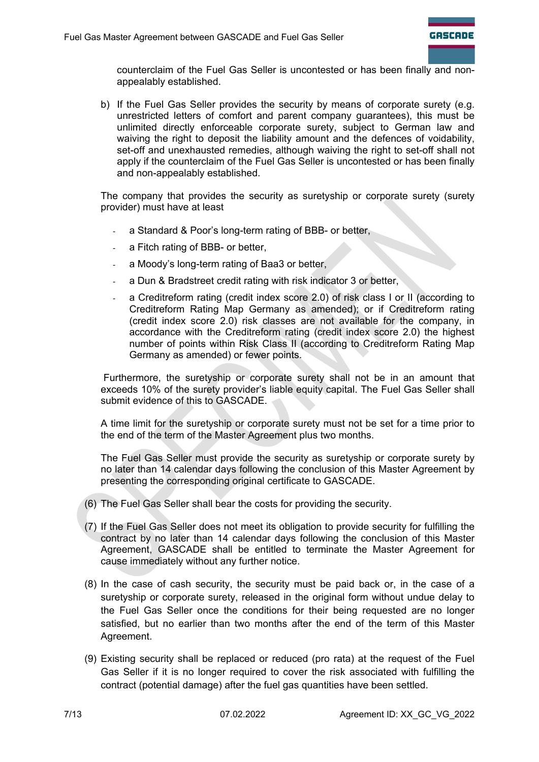counterclaim of the Fuel Gas Seller is uncontested or has been finally and non-appealably established.

b) If the Fuel Gas Seller provides the security by means of corporate surety (e.g. unrestricted letters of comfort and parent company guarantees), this must be unlimited directly enforceable corporate surety, subject to German law and waiving the right to deposit the liability amount and the defences of voidability, set-off and unexhausted remedies, although waiving the right to set-off shall not apply if the counterclaim of the Fuel Gas Seller is uncontested or has been finally and non-appealably established.

The company that provides the security as suretyship or corporate surety (surety provider) must have at least

- a Standard & Poor's long-term rating of BBB- or better,
- a Fitch rating of BBB- or better,
- a Moody's long-term rating of Baa3 or better,
- a Dun & Bradstreet credit rating with risk indicator 3 or better,
- a Creditreform rating (credit index score 2.0) of risk class I or II (according to Creditreform Rating Map Germany as amended); or if Creditreform rating (credit index score 2.0) risk classes are not available for the company, in accordance with the Creditreform rating (credit index score 2.0) the highest number of points within Risk Class II (according to Creditreform Rating Map Germany as amended) or fewer points.

Furthermore, the suretyship or corporate surety shall not be in an amount that exceeds 10% of the surety provider's liable equity capital. The Fuel Gas Seller shall submit evidence of this to GASCADE.

A time limit for the suretyship or corporate surety must not be set for a time prior to the end of the term of the Master Agreement plus two months.

The Fuel Gas Seller must provide the security as suretyship or corporate surety by no later than 14 calendar days following the conclusion of this Master Agreement by presenting the corresponding original certificate to GASCADE.

(6) The Fuel Gas Seller shall bear the costs for providing the security.

(7) If the Fuel Gas Seller does not meet its obligation to provide security for fulfilling the contract by no later than 14 calendar days following the conclusion of this Master Agreement, GASCADE shall be entitled to terminate the Master Agreement for cause immediately without any further notice.

(8) In the case of cash security, the security must be paid back or, in the case of a suretyship or corporate surety, released in the original form without undue delay to the Fuel Gas Seller once the conditions for their being requested are no longer satisfied, but no earlier than two months after the end of the term of this Master Agreement.

(9) Existing security shall be replaced or reduced (pro rata) at the request of the Fuel Gas Seller if it is no longer required to cover the risk associated with fulfilling the contract (potential damage) after the fuel gas quantities have been settled.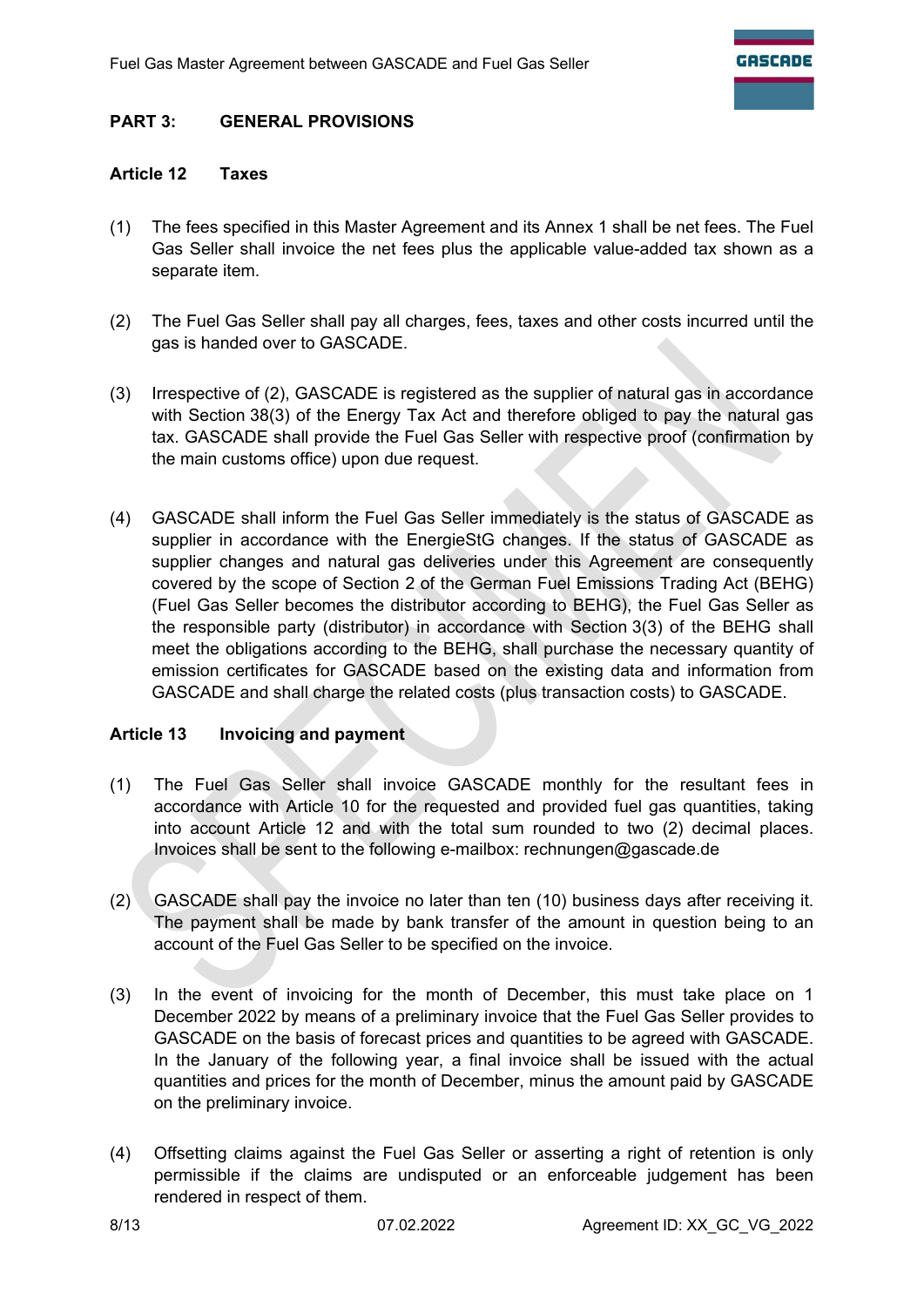## PART 3: GENERAL PROVISIONS

### Article 12 Taxes

(1) The fees specified in this Master Agreement and its Annex 1 shall be net fees. The Fuel Gas Seller shall invoice the net fees plus the applicable value-added tax shown as a separate item.

(2) The Fuel Gas Seller shall pay all charges, fees, taxes and other costs incurred until the gas is handed over to GASCADE.

(3) Irrespective of (2), GASCADE is registered as the supplier of natural gas in accordance with Section 38(3) of the Energy Tax Act and therefore obliged to pay the natural gas tax. GASCADE shall provide the Fuel Gas Seller with respective proof (confirmation by the main customs office) upon due request.

(4) GASCADE shall inform the Fuel Gas Seller immediately is the status of GASCADE as supplier in accordance with the EnergieStG changes. If the status of GASCADE as supplier changes and natural gas deliveries under this Agreement are consequently covered by the scope of Section 2 of the German Fuel Emissions Trading Act (BEHG) (Fuel Gas Seller becomes the distributor according to BEHG), the Fuel Gas Seller as the responsible party (distributor) in accordance with Section 3(3) of the BEHG shall meet the obligations according to the BEHG, shall purchase the necessary quantity of emission certificates for GASCADE based on the existing data and information from GASCADE and shall charge the related costs (plus transaction costs) to GASCADE.

### Article 13 Invoicing and payment

(1) The Fuel Gas Seller shall invoice GASCADE monthly for the resultant fees in accordance with Article 10 for the requested and provided fuel gas quantities, taking into account Article 12 and with the total sum rounded to two (2) decimal places. Invoices shall be sent to the following e-mailbox: rechnungen@gascade.de

(2) GASCADE shall pay the invoice no later than ten (10) business days after receiving it. The payment shall be made by bank transfer of the amount in question being to an account of the Fuel Gas Seller to be specified on the invoice.

(3) In the event of invoicing for the month of December, this must take place on 1 December 2022 by means of a preliminary invoice that the Fuel Gas Seller provides to GASCADE on the basis of forecast prices and quantities to be agreed with GASCADE. In the January of the following year, a final invoice shall be issued with the actual quantities and prices for the month of December, minus the amount paid by GASCADE on the preliminary invoice.

(4) Offsetting claims against the Fuel Gas Seller or asserting a right of retention is only permissible if the claims are undisputed or an enforceable judgement has been rendered in respect of them.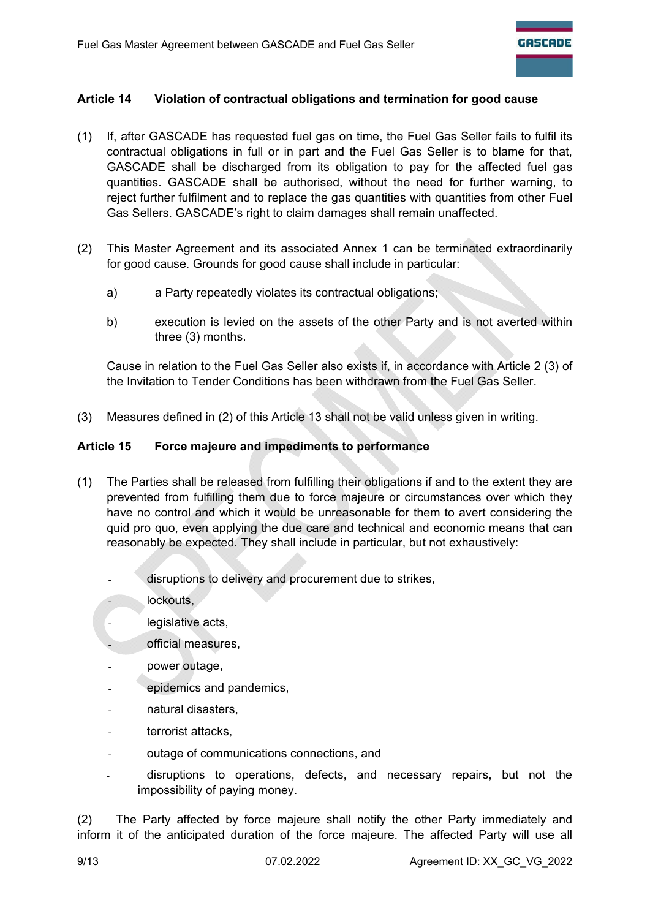## Article 14 Violation of contractual obligations and termination for good cause

(1) If, after GASCADE has requested fuel gas on time, the Fuel Gas Seller fails to fulfil its contractual obligations in full or in part and the Fuel Gas Seller is to blame for that, GASCADE shall be discharged from its obligation to pay for the affected fuel gas quantities. GASCADE shall be authorised, without the need for further warning, to reject further fulfilment and to replace the gas quantities with quantities from other Fuel Gas Sellers. GASCADE's right to claim damages shall remain unaffected.

(2) This Master Agreement and its associated Annex 1 can be terminated extraordinarily for good cause. Grounds for good cause shall include in particular:

a) a Party repeatedly violates its contractual obligations;

b) execution is levied on the assets of the other Party and is not averted within three (3) months.

Cause in relation to the Fuel Gas Seller also exists if, in accordance with Article 2 (3) of the Invitation to Tender Conditions has been withdrawn from the Fuel Gas Seller.

(3) Measures defined in (2) of this Article 13 shall not be valid unless given in writing.

## Article 15 Force majeure and impediments to performance

(1) The Parties shall be released from fulfilling their obligations if and to the extent they are prevented from fulfilling them due to force majeure or circumstances over which they have no control and which it would be unreasonable for them to avert considering the quid pro quo, even applying the due care and technical and economic means that can reasonably be expected. They shall include in particular, but not exhaustively:

- disruptions to delivery and procurement due to strikes,
- lockouts,
- legislative acts,
- official measures,
- power outage,
- epidemics and pandemics,
- natural disasters,
- terrorist attacks,
- outage of communications connections, and
- disruptions to operations, defects, and necessary repairs, but not the impossibility of paying money.

(2) The Party affected by force majeure shall notify the other Party immediately and inform it of the anticipated duration of the force majeure. The affected Party will use all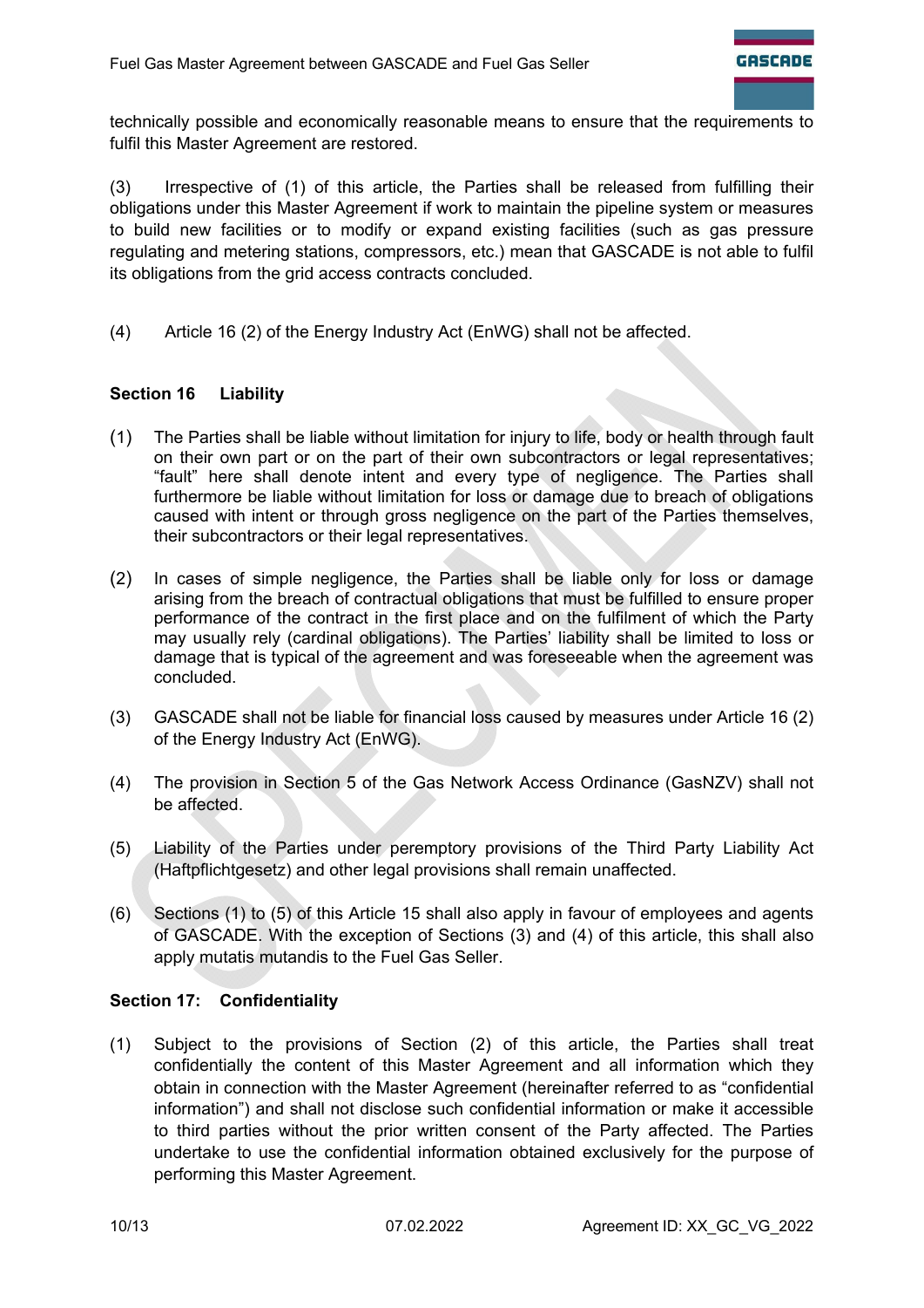technically possible and economically reasonable means to ensure that the requirements to fulfil this Master Agreement are restored.

(3) Irrespective of (1) of this article, the Parties shall be released from fulfilling their obligations under this Master Agreement if work to maintain the pipeline system or measures to build new facilities or to modify or expand existing facilities (such as gas pressure regulating and metering stations, compressors, etc.) mean that GASCADE is not able to fulfil its obligations from the grid access contracts concluded.

(4) Article 16 (2) of the Energy Industry Act (EnWG) shall not be affected.

## Section 16 Liability

(1) The Parties shall be liable without limitation for injury to life, body or health through fault on their own part or on the part of their own subcontractors or legal representatives; "fault" here shall denote intent and every type of negligence. The Parties shall furthermore be liable without limitation for loss or damage due to breach of obligations caused with intent or through gross negligence on the part of the Parties themselves, their subcontractors or their legal representatives.

(2) In cases of simple negligence, the Parties shall be liable only for loss or damage arising from the breach of contractual obligations that must be fulfilled to ensure proper performance of the contract in the first place and on the fulfilment of which the Party may usually rely (cardinal obligations). The Parties' liability shall be limited to loss or damage that is typical of the agreement and was foreseeable when the agreement was concluded.

(3) GASCADE shall not be liable for financial loss caused by measures under Article 16 (2) of the Energy Industry Act (EnWG).

(4) The provision in Section 5 of the Gas Network Access Ordinance (GasNZV) shall not be affected.

(5) Liability of the Parties under peremptory provisions of the Third Party Liability Act (Haftpflichtgesetz) and other legal provisions shall remain unaffected.

(6) Sections (1) to (5) of this Article 15 shall also apply in favour of employees and agents of GASCADE. With the exception of Sections (3) and (4) of this article, this shall also apply mutatis mutandis to the Fuel Gas Seller.

## Section 17: Confidentiality

(1) Subject to the provisions of Section (2) of this article, the Parties shall treat confidentially the content of this Master Agreement and all information which they obtain in connection with the Master Agreement (hereinafter referred to as "confidential information") and shall not disclose such confidential information or make it accessible to third parties without the prior written consent of the Party affected. The Parties undertake to use the confidential information obtained exclusively for the purpose of performing this Master Agreement.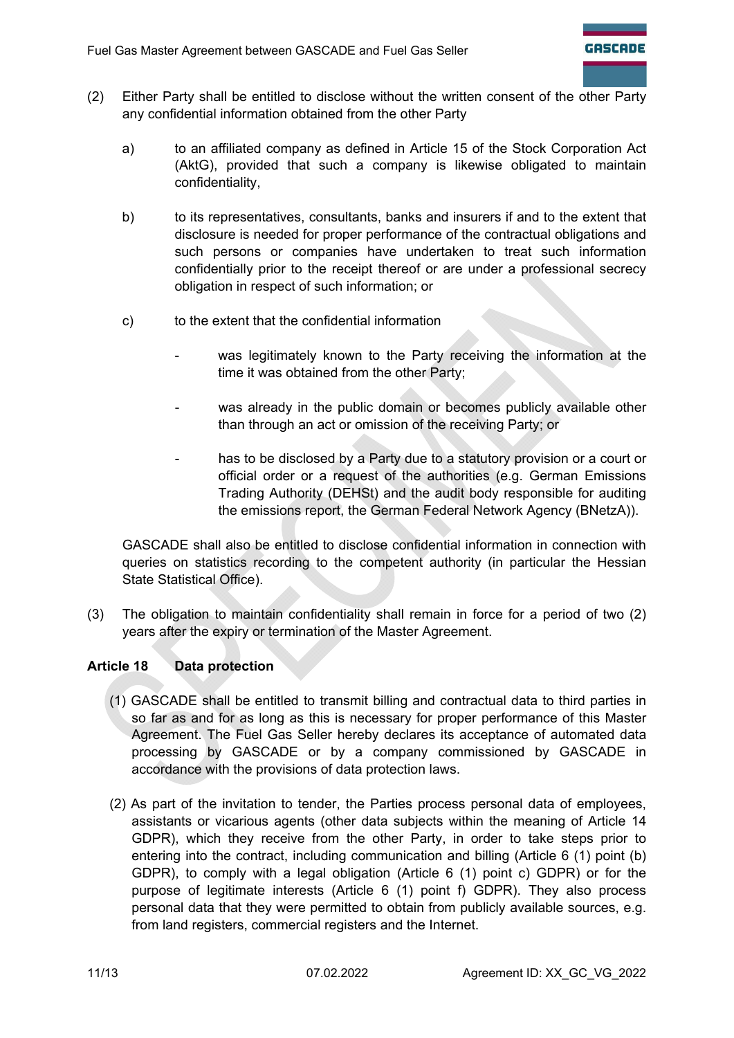(2) Either Party shall be entitled to disclose without the written consent of the other Party any confidential information obtained from the other Party

a) to an affiliated company as defined in Article 15 of the Stock Corporation Act (AktG), provided that such a company is likewise obligated to maintain confidentiality,

b) to its representatives, consultants, banks and insurers if and to the extent that disclosure is needed for proper performance of the contractual obligations and such persons or companies have undertaken to treat such information confidentially prior to the receipt thereof or are under a professional secrecy obligation in respect of such information; or

c) to the extent that the confidential information

- was legitimately known to the Party receiving the information at the time it was obtained from the other Party;
- was already in the public domain or becomes publicly available other than through an act or omission of the receiving Party; or
- has to be disclosed by a Party due to a statutory provision or a court or official order or a request of the authorities (e.g. German Emissions Trading Authority (DEHSt) and the audit body responsible for auditing the emissions report, the German Federal Network Agency (BNetzA)).

GASCADE shall also be entitled to disclose confidential information in connection with queries on statistics recording to the competent authority (in particular the Hessian State Statistical Office).

(3) The obligation to maintain confidentiality shall remain in force for a period of two (2) years after the expiry or termination of the Master Agreement.

### Article 18 Data protection

(1) GASCADE shall be entitled to transmit billing and contractual data to third parties in so far as and for as long as this is necessary for proper performance of this Master Agreement. The Fuel Gas Seller hereby declares its acceptance of automated data processing by GASCADE or by a company commissioned by GASCADE in accordance with the provisions of data protection laws.

(2) As part of the invitation to tender, the Parties process personal data of employees, assistants or vicarious agents (other data subjects within the meaning of Article 14 GDPR), which they receive from the other Party, in order to take steps prior to entering into the contract, including communication and billing (Article 6 (1) point (b) GDPR), to comply with a legal obligation (Article 6 (1) point c) GDPR) or for the purpose of legitimate interests (Article 6 (1) point f) GDPR). They also process personal data that they were permitted to obtain from publicly available sources, e.g. from land registers, commercial registers and the Internet.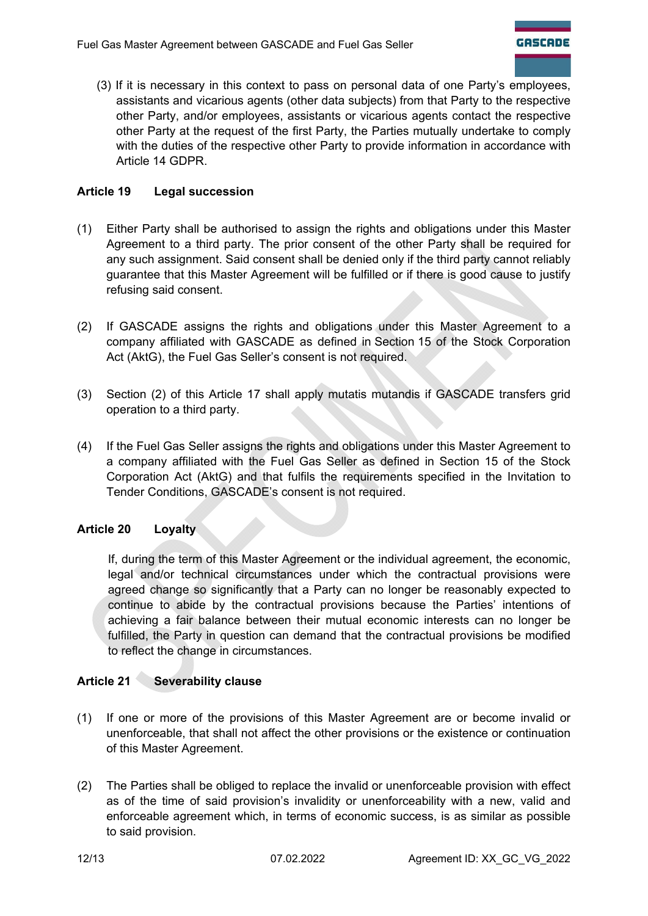(3) If it is necessary in this context to pass on personal data of one Party's employees, assistants and vicarious agents (other data subjects) from that Party to the respective other Party, and/or employees, assistants or vicarious agents contact the respective other Party at the request of the first Party, the Parties mutually undertake to comply with the duties of the respective other Party to provide information in accordance with Article 14 GDPR.

## Article 19 Legal succession

(1) Either Party shall be authorised to assign the rights and obligations under this Master Agreement to a third party. The prior consent of the other Party shall be required for any such assignment. Said consent shall be denied only if the third party cannot reliably guarantee that this Master Agreement will be fulfilled or if there is good cause to justify refusing said consent.

(2) If GASCADE assigns the rights and obligations under this Master Agreement to a company affiliated with GASCADE as defined in Section 15 of the Stock Corporation Act (AktG), the Fuel Gas Seller's consent is not required.

(3) Section (2) of this Article 17 shall apply mutatis mutandis if GASCADE transfers grid operation to a third party.

(4) If the Fuel Gas Seller assigns the rights and obligations under this Master Agreement to a company affiliated with the Fuel Gas Seller as defined in Section 15 of the Stock Corporation Act (AktG) and that fulfils the requirements specified in the Invitation to Tender Conditions, GASCADE's consent is not required.

## Article 20 Loyalty

If, during the term of this Master Agreement or the individual agreement, the economic, legal and/or technical circumstances under which the contractual provisions were agreed change so significantly that a Party can no longer be reasonably expected to continue to abide by the contractual provisions because the Parties' intentions of achieving a fair balance between their mutual economic interests can no longer be fulfilled, the Party in question can demand that the contractual provisions be modified to reflect the change in circumstances.

## Article 21 Severability clause

(1) If one or more of the provisions of this Master Agreement are or become invalid or unenforceable, that shall not affect the other provisions or the existence or continuation of this Master Agreement.

(2) The Parties shall be obliged to replace the invalid or unenforceable provision with effect as of the time of said provision's invalidity or unenforceability with a new, valid and enforceable agreement which, in terms of economic success, is as similar as possible to said provision.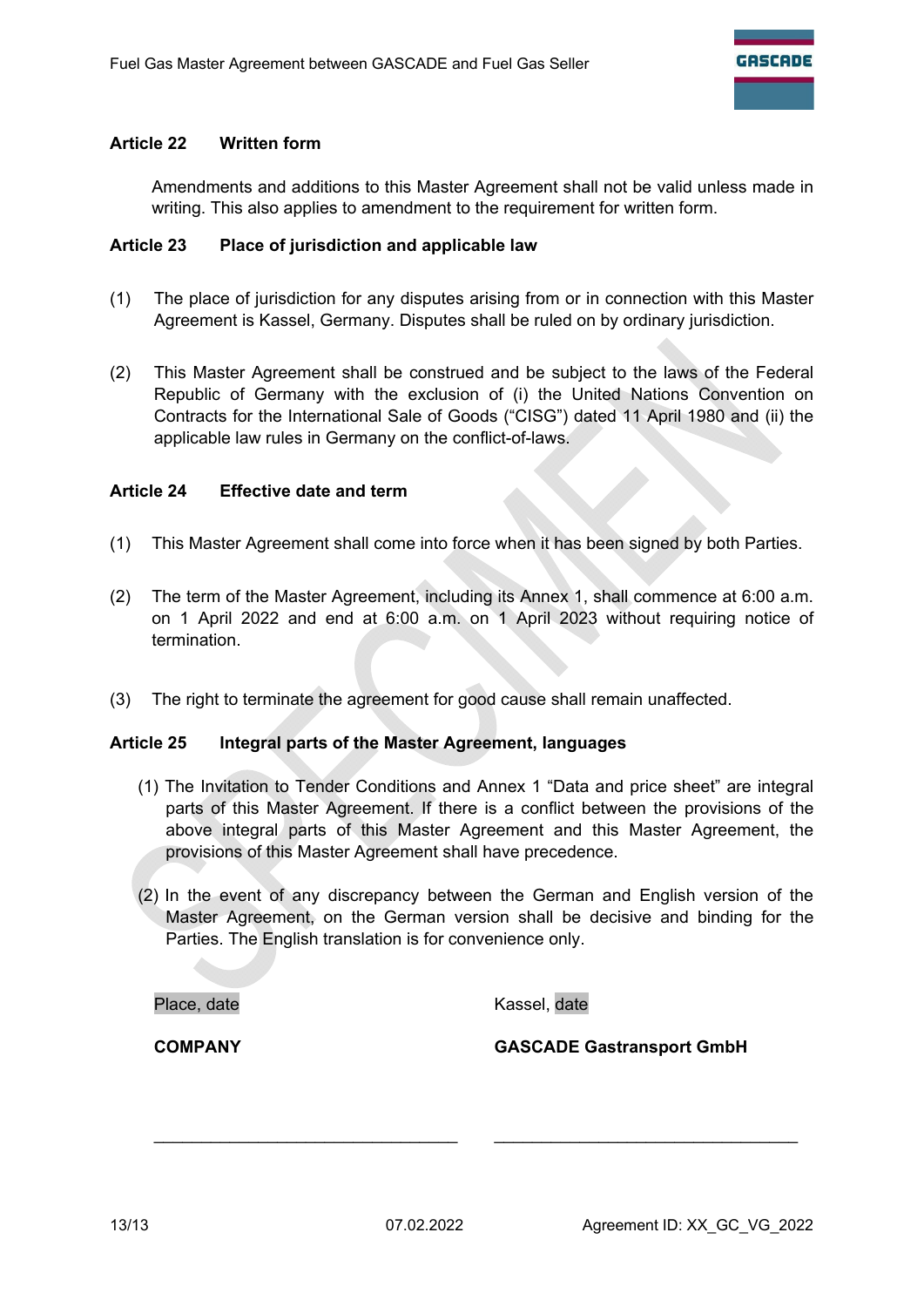## Article 22 Written form

Amendments and additions to this Master Agreement shall not be valid unless made in writing. This also applies to amendment to the requirement for written form.

## Article 23 Place of jurisdiction and applicable law

(1) The place of jurisdiction for any disputes arising from or in connection with this Master Agreement is Kassel, Germany. Disputes shall be ruled on by ordinary jurisdiction.

(2) This Master Agreement shall be construed and be subject to the laws of the Federal Republic of Germany with the exclusion of (i) the United Nations Convention on Contracts for the International Sale of Goods ("CISG") dated 11 April 1980 and (ii) the applicable law rules in Germany on the conflict-of-laws.

## Article 24 Effective date and term

(1) This Master Agreement shall come into force when it has been signed by both Parties.

(2) The term of the Master Agreement, including its Annex 1, shall commence at 6:00 a.m. on 1 April 2022 and end at 6:00 a.m. on 1 April 2023 without requiring notice of termination.

(3) The right to terminate the agreement for good cause shall remain unaffected.

## Article 25 Integral parts of the Master Agreement, languages

(1) The Invitation to Tender Conditions and Annex 1 "Data and price sheet" are integral parts of this Master Agreement. If there is a conflict between the provisions of the above integral parts of this Master Agreement and this Master Agreement, the provisions of this Master Agreement shall have precedence.

(2) In the event of any discrepancy between the German and English version of the Master Agreement, on the German version shall be decisive and binding for the Parties. The English translation is for convenience only.

| Place, date | Kassel, date |
|---|---|
| **COMPANY** | **GASCADE Gastransport GmbH** |
| ________________________________ | ________________________________ |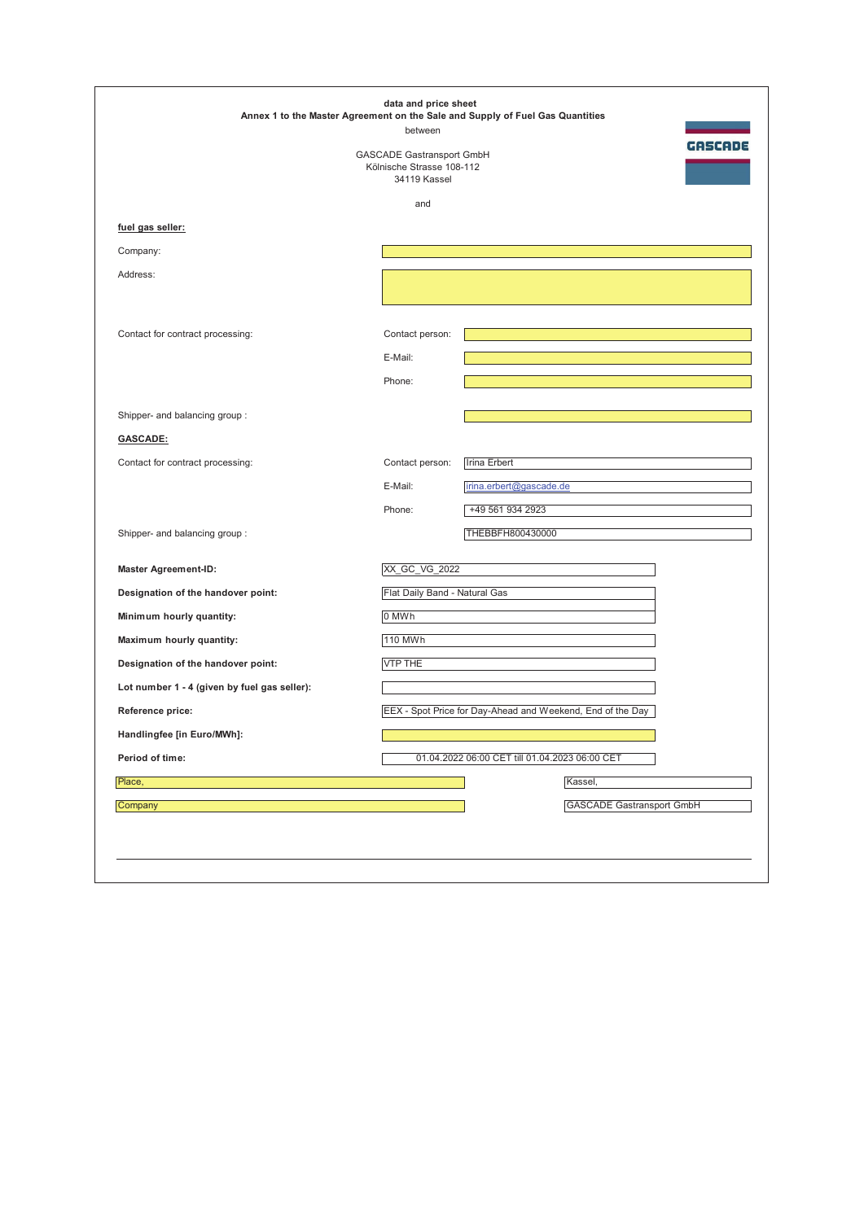**data and price sheet**

**Annex 1 to the Master Agreement on the Sale and Supply of Fuel Gas Quantities**

between

GASCADE Gastransport GmbH
Kölnische Strasse 108-112
34119 Kassel

and

**fuel gas seller:**

| | | |
|---|---|---|
| Company: | | |
| Address: | | |
| Contact for contract processing: | Contact person: | |
| | E-Mail: | |
| | Phone: | |
| Shipper- and balancing group : | | |

**GASCADE:**

| | | |
|---|---|---|
| Contact for contract processing: | Contact person: | Irina Erbert |
| | E-Mail: | irina.erbert@gascade.de |
| | Phone: | +49 561 934 2923 |
| Shipper- and balancing group : | | THEBBFH800430000 |

| | |
|---|---|
| **Master Agreement-ID:** | XX_GC_VG_2022 |
| **Designation of the handover point:** | Flat Daily Band - Natural Gas |
| **Minimum hourly quantity:** | 0 MWh |
| **Maximum hourly quantity:** | 110 MWh |
| **Designation of the handover point:** | VTP THE |
| **Lot number 1 - 4 (given by fuel gas seller):** | |
| **Reference price:** | EEX - Spot Price for Day-Ahead and Weekend, End of the Day |
| **Handlingfee [in Euro/MWh]:** | |
| **Period of time:** | 01.04.2022 06:00 CET till 01.04.2023 06:00 CET |

| | |
|---|---|
| Place, | Kassel, |
| Company | GASCADE Gastransport GmbH |